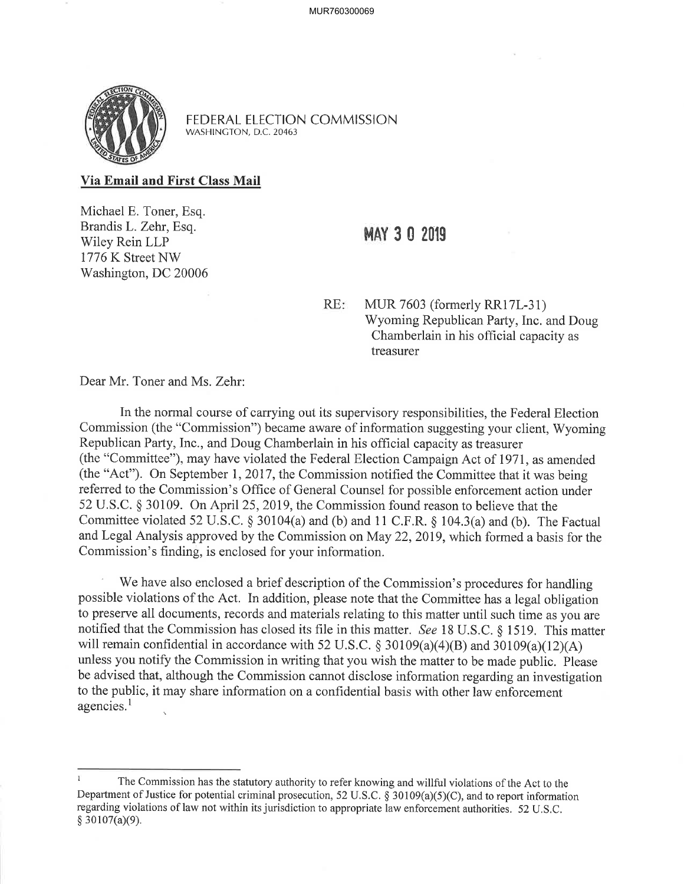FEDERAL ELECTION COMMISSION
WASHINGTON, D.C. 20463

**Via Email and First Class Mail**

Michael E. Toner, Esq.
Brandis L. Zehr, Esq.
Wiley Rein LLP
1776 K Street NW
Washington, DC 20006

MAY 30 2019

RE: MUR 7603 (formerly RR17L-31)
Wyoming Republican Party, Inc. and Doug Chamberlain in his official capacity as treasurer

Dear Mr. Toner and Ms. Zehr:

In the normal course of carrying out its supervisory responsibilities, the Federal Election Commission (the "Commission") became aware of information suggesting your client, Wyoming Republican Party, Inc., and Doug Chamberlain in his official capacity as treasurer (the "Committee"), may have violated the Federal Election Campaign Act of 1971, as amended (the "Act"). On September 1, 2017, the Commission notified the Committee that it was being referred to the Commission's Office of General Counsel for possible enforcement action under 52 U.S.C. § 30109. On April 25, 2019, the Commission found reason to believe that the Committee violated 52 U.S.C. § 30104(a) and (b) and 11 C.F.R. § 104.3(a) and (b). The Factual and Legal Analysis approved by the Commission on May 22, 2019, which formed a basis for the Commission's finding, is enclosed for your information.

We have also enclosed a brief description of the Commission's procedures for handling possible violations of the Act. In addition, please note that the Committee has a legal obligation to preserve all documents, records and materials relating to this matter until such time as you are notified that the Commission has closed its file in this matter. *See* 18 U.S.C. § 1519. This matter will remain confidential in accordance with 52 U.S.C. § 30109(a)(4)(B) and 30109(a)(12)(A) unless you notify the Commission in writing that you wish the matter to be made public. Please be advised that, although the Commission cannot disclose information regarding an investigation to the public, it may share information on a confidential basis with other law enforcement agencies.[1]

---

[1] The Commission has the statutory authority to refer knowing and willful violations of the Act to the Department of Justice for potential criminal prosecution, 52 U.S.C. § 30109(a)(5)(C), and to report information regarding violations of law not within its jurisdiction to appropriate law enforcement authorities. 52 U.S.C. § 30107(a)(9).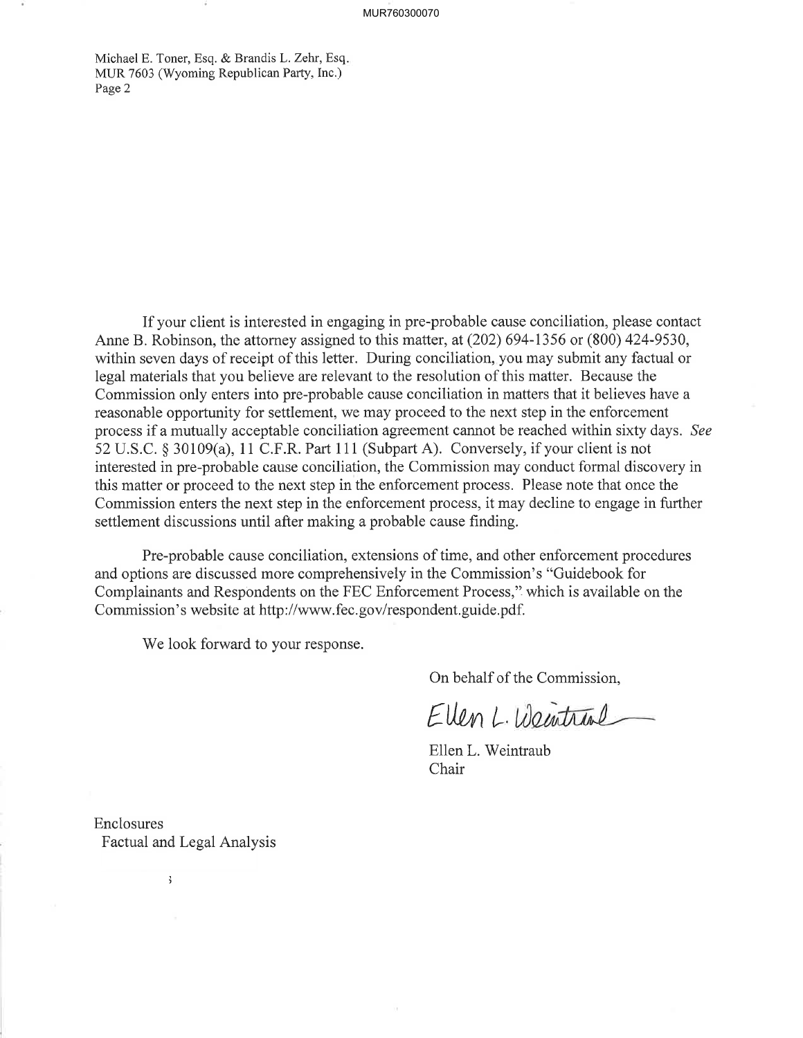Michael E. Toner, Esq. & Brandis L. Zehr, Esq.
MUR 7603 (Wyoming Republican Party, Inc.)
Page 2

If your client is interested in engaging in pre-probable cause conciliation, please contact Anne B. Robinson, the attorney assigned to this matter, at (202) 694-1356 or (800) 424-9530, within seven days of receipt of this letter. During conciliation, you may submit any factual or legal materials that you believe are relevant to the resolution of this matter. Because the Commission only enters into pre-probable cause conciliation in matters that it believes have a reasonable opportunity for settlement, we may proceed to the next step in the enforcement process if a mutually acceptable conciliation agreement cannot be reached within sixty days. *See* 52 U.S.C. § 30109(a), 11 C.F.R. Part 111 (Subpart A). Conversely, if your client is not interested in pre-probable cause conciliation, the Commission may conduct formal discovery in this matter or proceed to the next step in the enforcement process. Please note that once the Commission enters the next step in the enforcement process, it may decline to engage in further settlement discussions until after making a probable cause finding.

Pre-probable cause conciliation, extensions of time, and other enforcement procedures and options are discussed more comprehensively in the Commission's "Guidebook for Complainants and Respondents on the FEC Enforcement Process," which is available on the Commission's website at http://www.fec.gov/respondent.guide.pdf.

We look forward to your response.

On behalf of the Commission,

Ellen L. Weintraub

Ellen L. Weintraub
Chair

Enclosures
Factual and Legal Analysis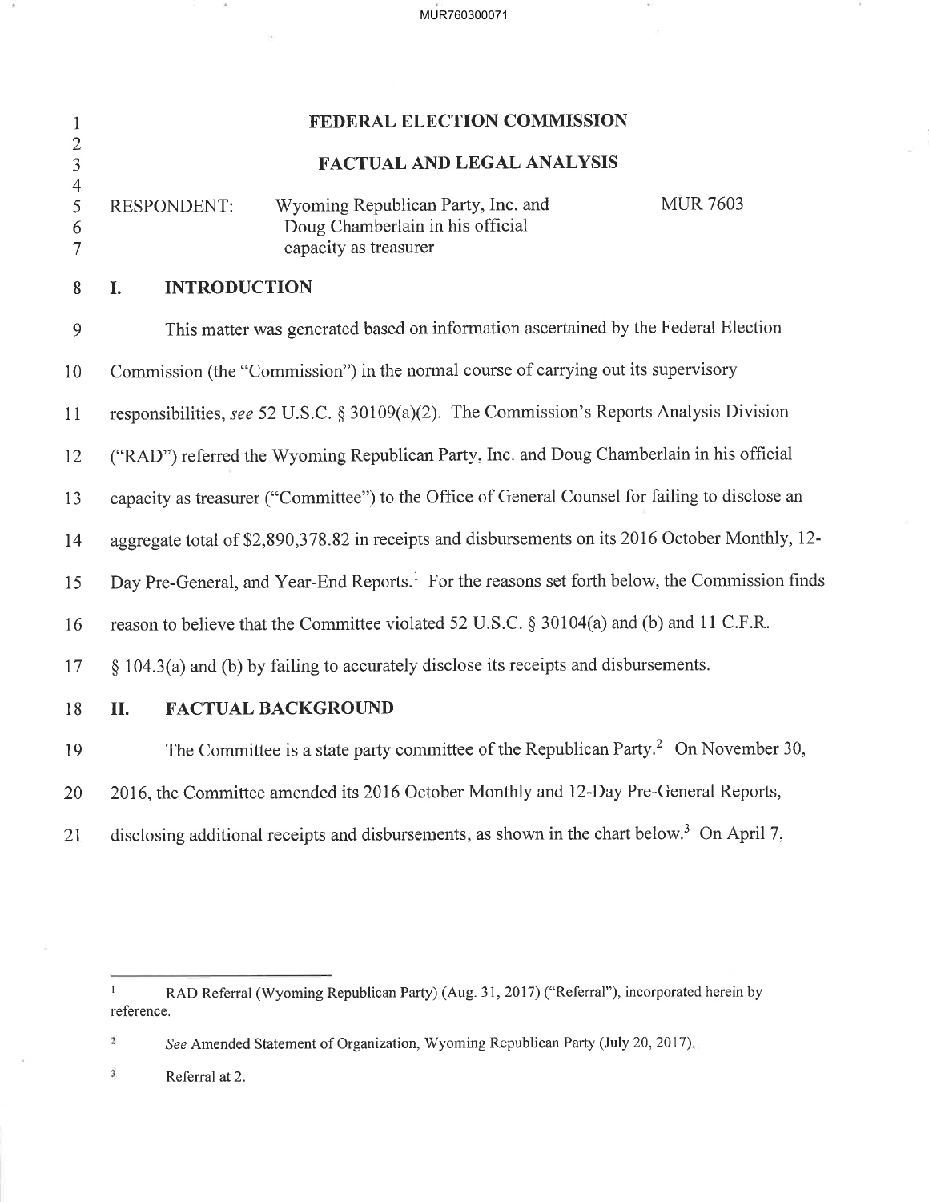# FEDERAL ELECTION COMMISSION

## FACTUAL AND LEGAL ANALYSIS

RESPONDENT: Wyoming Republican Party, Inc. and Doug Chamberlain in his official capacity as treasurer — MUR 7603

## I. INTRODUCTION

This matter was generated based on information ascertained by the Federal Election Commission (the "Commission") in the normal course of carrying out its supervisory responsibilities, *see* 52 U.S.C. § 30109(a)(2). The Commission's Reports Analysis Division ("RAD") referred the Wyoming Republican Party, Inc. and Doug Chamberlain in his official capacity as treasurer ("Committee") to the Office of General Counsel for failing to disclose an aggregate total of $2,890,378.82 in receipts and disbursements on its 2016 October Monthly, 12-Day Pre-General, and Year-End Reports.[1] For the reasons set forth below, the Commission finds reason to believe that the Committee violated 52 U.S.C. § 30104(a) and (b) and 11 C.F.R. § 104.3(a) and (b) by failing to accurately disclose its receipts and disbursements.

## II. FACTUAL BACKGROUND

The Committee is a state party committee of the Republican Party.[2] On November 30, 2016, the Committee amended its 2016 October Monthly and 12-Day Pre-General Reports, disclosing additional receipts and disbursements, as shown in the chart below.[3] On April 7,

---

[1] RAD Referral (Wyoming Republican Party) (Aug. 31, 2017) ("Referral"), incorporated herein by reference.

[2] *See* Amended Statement of Organization, Wyoming Republican Party (July 20, 2017).

[3] Referral at 2.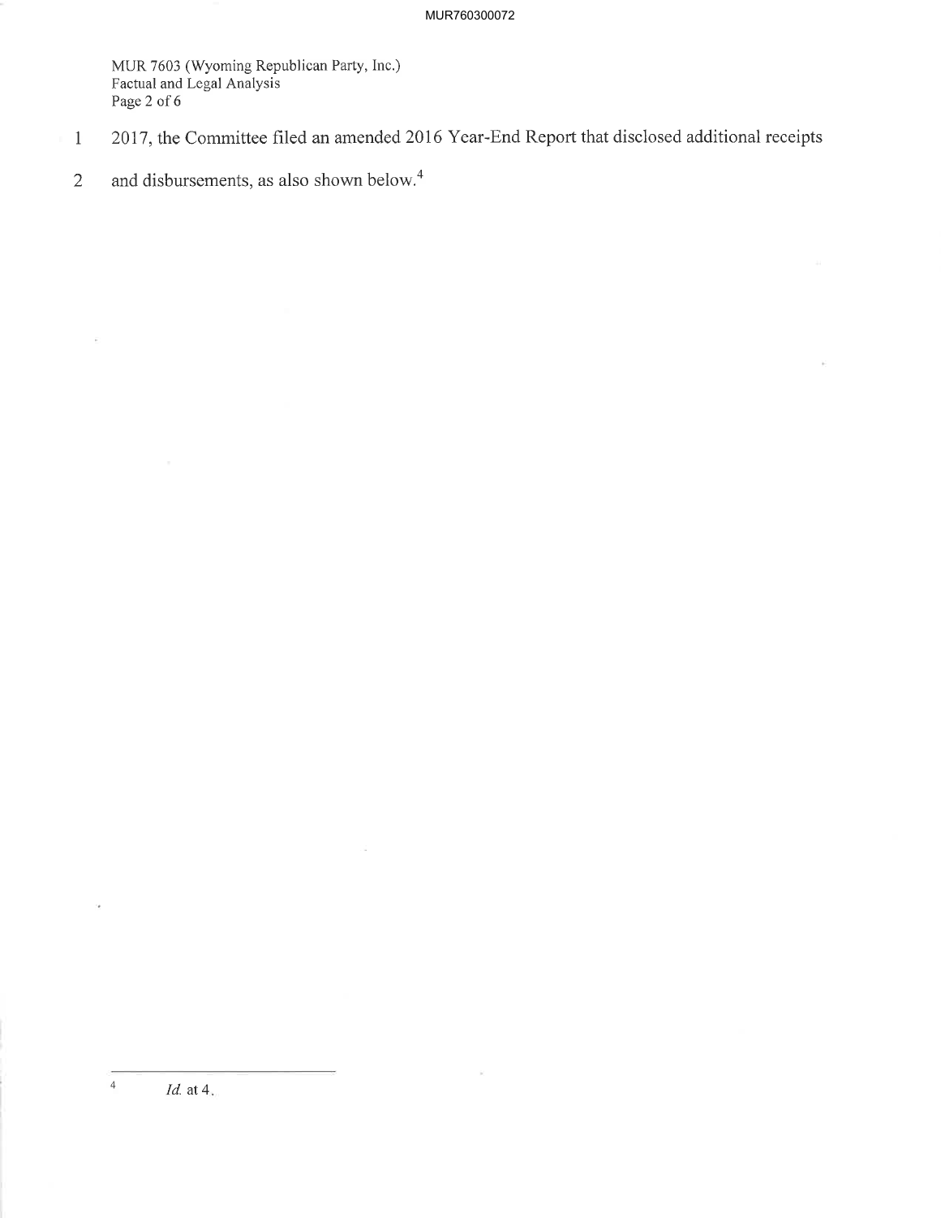2017, the Committee filed an amended 2016 Year-End Report that disclosed additional receipts and disbursements, as also shown below.[4]

---

[4] *Id.* at 4.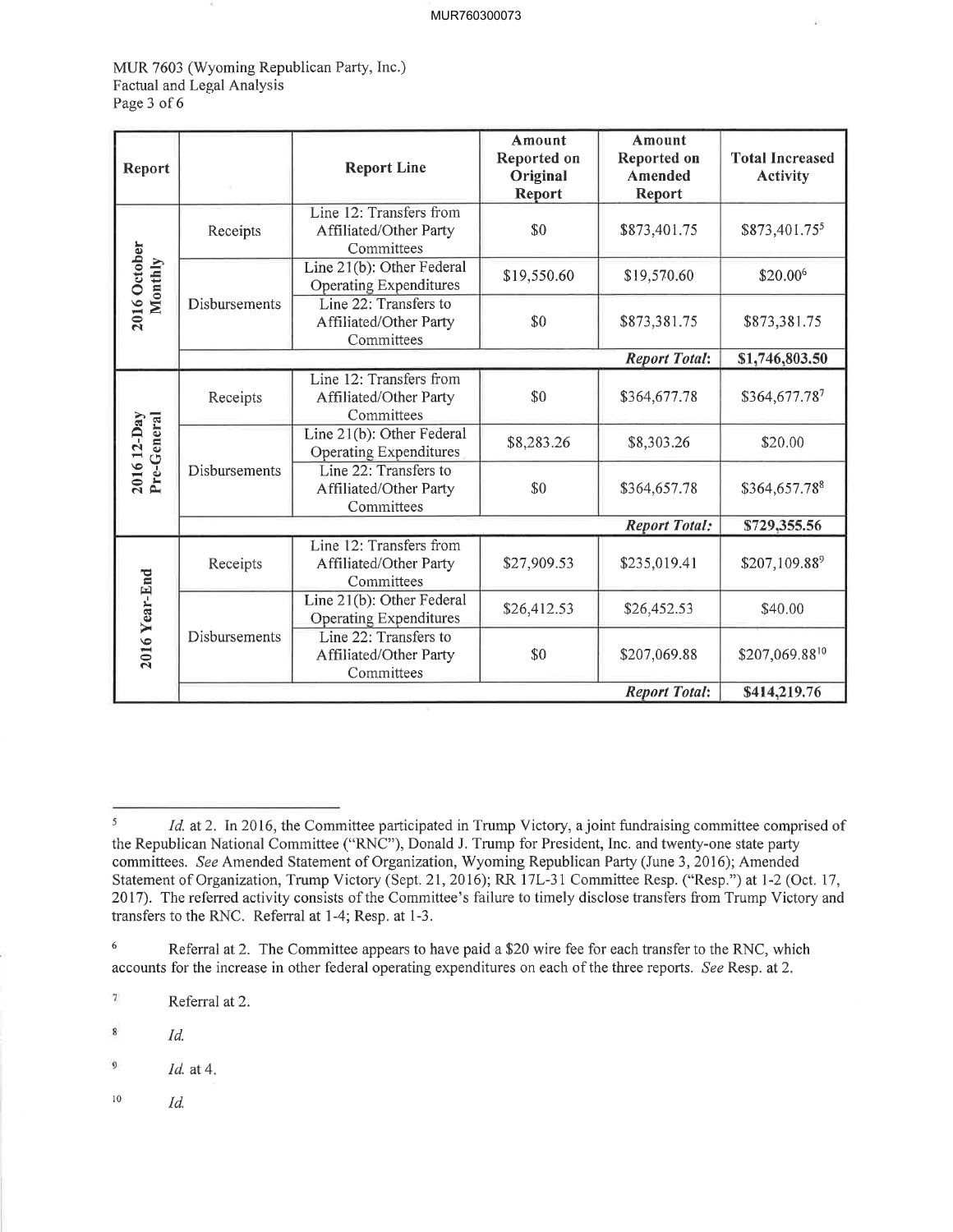| Report | | Report Line | Amount Reported on Original Report | Amount Reported on Amended Report | Total Increased Activity |
|---|---|---|---|---|---|
| 2016 October Monthly | Receipts | Line 12: Transfers from Affiliated/Other Party Committees | $0 | $873,401.75 | $873,401.75[5] |
| | Disbursements | Line 21(b): Other Federal Operating Expenditures | $19,550.60 | $19,570.60 | $20.00[6] |
| | | Line 22: Transfers to Affiliated/Other Party Committees | $0 | $873,381.75 | $873,381.75 |
| | | | | ***Report Total:*** | **$1,746,803.50** |
| 2016 12-Day Pre-General | Receipts | Line 12: Transfers from Affiliated/Other Party Committees | $0 | $364,677.78 | $364,677.78[7] |
| | Disbursements | Line 21(b): Other Federal Operating Expenditures | $8,283.26 | $8,303.26 | $20.00 |
| | | Line 22: Transfers to Affiliated/Other Party Committees | $0 | $364,657.78 | $364,657.78[8] |
| | | | | ***Report Total:*** | **$729,355.56** |
| 2016 Year-End | Receipts | Line 12: Transfers from Affiliated/Other Party Committees | $27,909.53 | $235,019.41 | $207,109.88[9] |
| | Disbursements | Line 21(b): Other Federal Operating Expenditures | $26,412.53 | $26,452.53 | $40.00 |
| | | Line 22: Transfers to Affiliated/Other Party Committees | $0 | $207,069.88 | $207,069.88[10] |
| | | | | ***Report Total:*** | **$414,219.76** |

---

[5] *Id.* at 2. In 2016, the Committee participated in Trump Victory, a joint fundraising committee comprised of the Republican National Committee ("RNC"), Donald J. Trump for President, Inc. and twenty-one state party committees. *See* Amended Statement of Organization, Wyoming Republican Party (June 3, 2016); Amended Statement of Organization, Trump Victory (Sept. 21, 2016); RR 17L-31 Committee Resp. ("Resp.") at 1-2 (Oct. 17, 2017). The referred activity consists of the Committee's failure to timely disclose transfers from Trump Victory and transfers to the RNC. Referral at 1-4; Resp. at 1-3.

[6] Referral at 2. The Committee appears to have paid a $20 wire fee for each transfer to the RNC, which accounts for the increase in other federal operating expenditures on each of the three reports. *See* Resp. at 2.

[7] Referral at 2.

[8] *Id.*

[9] *Id.* at 4.

[10] *Id.*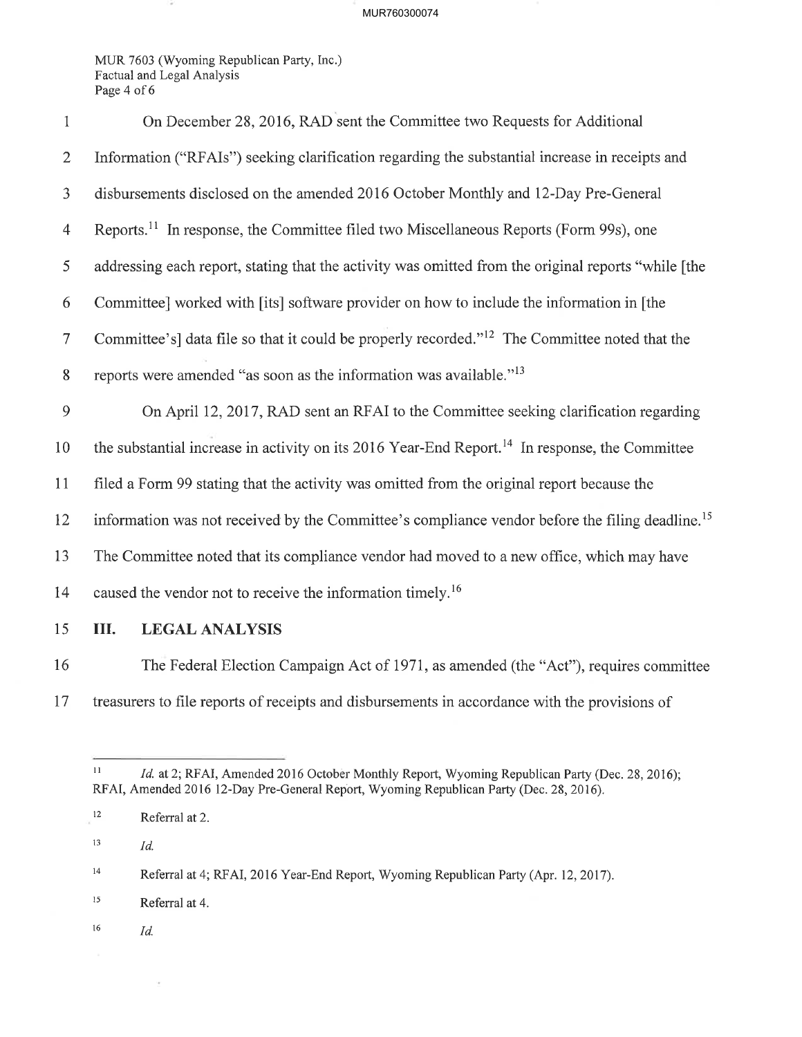On December 28, 2016, RAD sent the Committee two Requests for Additional Information ("RFAIs") seeking clarification regarding the substantial increase in receipts and disbursements disclosed on the amended 2016 October Monthly and 12-Day Pre-General Reports.[11] In response, the Committee filed two Miscellaneous Reports (Form 99s), one addressing each report, stating that the activity was omitted from the original reports "while [the Committee] worked with [its] software provider on how to include the information in [the Committee's] data file so that it could be properly recorded."[12] The Committee noted that the reports were amended "as soon as the information was available."[13]

On April 12, 2017, RAD sent an RFAI to the Committee seeking clarification regarding the substantial increase in activity on its 2016 Year-End Report.[14] In response, the Committee filed a Form 99 stating that the activity was omitted from the original report because the information was not received by the Committee's compliance vendor before the filing deadline.[15] The Committee noted that its compliance vendor had moved to a new office, which may have caused the vendor not to receive the information timely.[16]

## III. LEGAL ANALYSIS

The Federal Election Campaign Act of 1971, as amended (the "Act"), requires committee treasurers to file reports of receipts and disbursements in accordance with the provisions of

---

[11] *Id.* at 2; RFAI, Amended 2016 October Monthly Report, Wyoming Republican Party (Dec. 28, 2016); RFAI, Amended 2016 12-Day Pre-General Report, Wyoming Republican Party (Dec. 28, 2016).

[12] Referral at 2.

[13] *Id.*

[14] Referral at 4; RFAI, 2016 Year-End Report, Wyoming Republican Party (Apr. 12, 2017).

[15] Referral at 4.

[16] *Id.*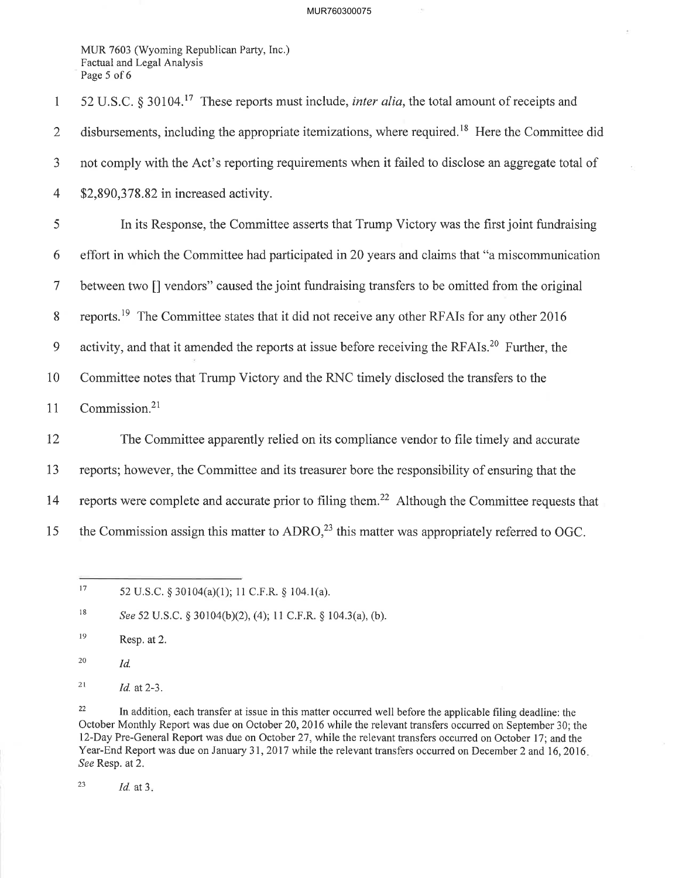52 U.S.C. § 30104.[17] These reports must include, *inter alia*, the total amount of receipts and disbursements, including the appropriate itemizations, where required.[18] Here the Committee did not comply with the Act's reporting requirements when it failed to disclose an aggregate total of $2,890,378.82 in increased activity.

In its Response, the Committee asserts that Trump Victory was the first joint fundraising effort in which the Committee had participated in 20 years and claims that "a miscommunication between two [] vendors" caused the joint fundraising transfers to be omitted from the original reports.[19] The Committee states that it did not receive any other RFAIs for any other 2016 activity, and that it amended the reports at issue before receiving the RFAIs.[20] Further, the Committee notes that Trump Victory and the RNC timely disclosed the transfers to the Commission.[21]

The Committee apparently relied on its compliance vendor to file timely and accurate reports; however, the Committee and its treasurer bore the responsibility of ensuring that the reports were complete and accurate prior to filing them.[22] Although the Committee requests that the Commission assign this matter to ADRO,[23] this matter was appropriately referred to OGC.

---

[17] 52 U.S.C. § 30104(a)(1); 11 C.F.R. § 104.1(a).

[18] *See* 52 U.S.C. § 30104(b)(2), (4); 11 C.F.R. § 104.3(a), (b).

[19] Resp. at 2.

[20] *Id.*

[21] *Id.* at 2-3.

[22] In addition, each transfer at issue in this matter occurred well before the applicable filing deadline: the October Monthly Report was due on October 20, 2016 while the relevant transfers occurred on September 30; the 12-Day Pre-General Report was due on October 27, while the relevant transfers occurred on October 17; and the Year-End Report was due on January 31, 2017 while the relevant transfers occurred on December 2 and 16, 2016. *See* Resp. at 2.

[23] *Id.* at 3.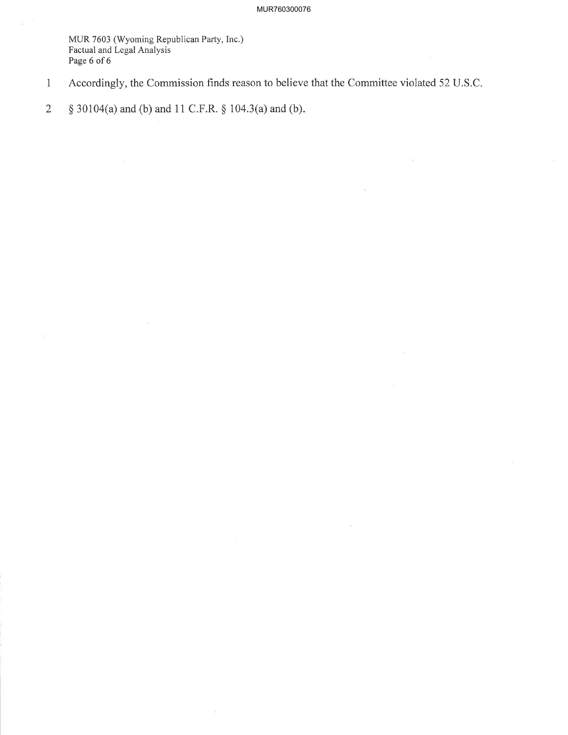Accordingly, the Commission finds reason to believe that the Committee violated 52 U.S.C. § 30104(a) and (b) and 11 C.F.R. § 104.3(a) and (b).